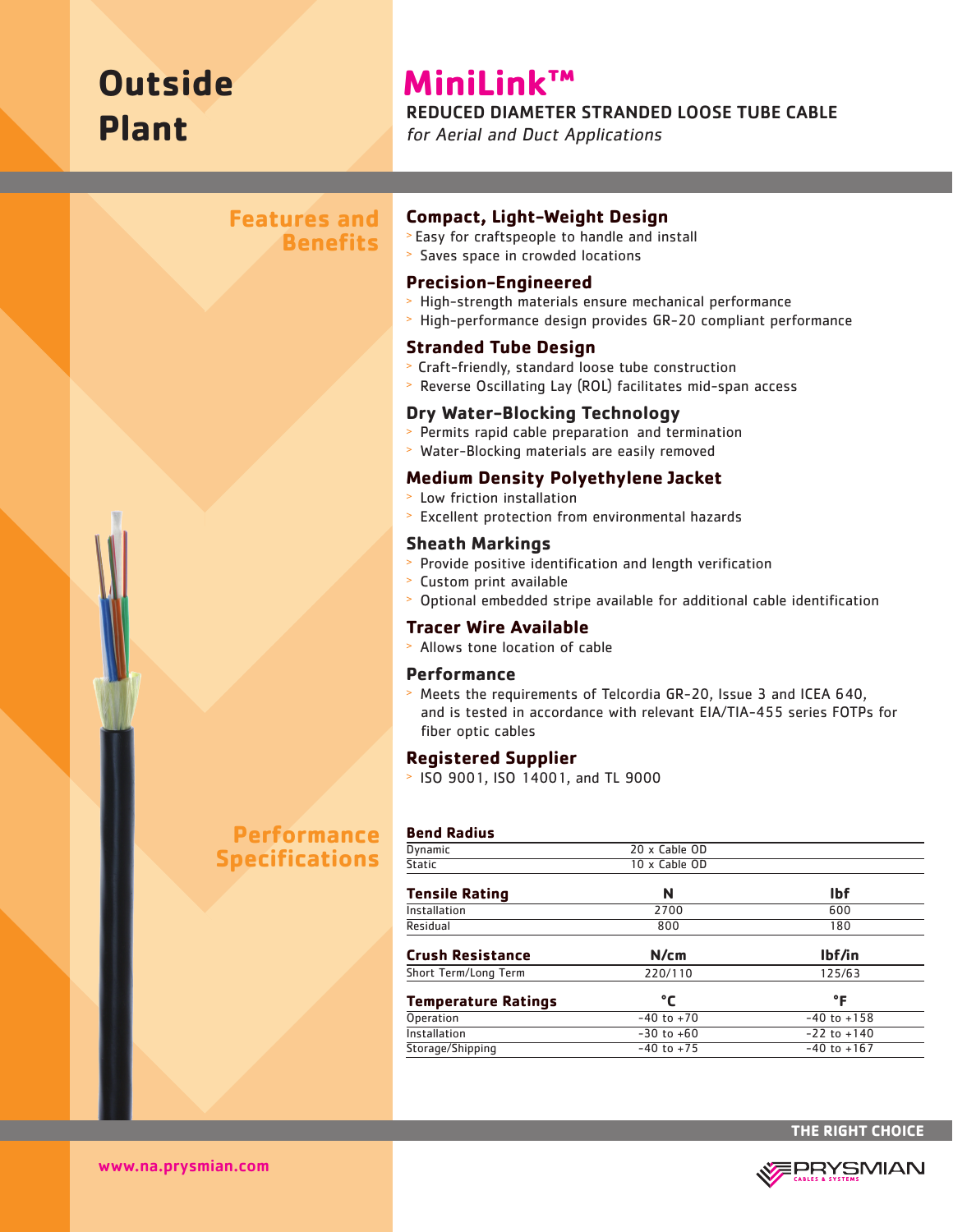# Outside Plant

# MiniLink™

## REDUCED DIAMETER STRANDED LOOSE TUBE CABLE

*for Aerial and Duct Applications*

## Features and Benefits

### Compact, Light-Weight Design

- Easy for craftspeople to handle and install
- Saves space in crowded locations

### Precision-Engineered

- High-strength materials ensure mechanical performance
- High-performance design provides GR-20 compliant performance

### Stranded Tube Design

- Craft-friendly, standard loose tube construction
- Reverse Oscillating Lay (ROL) facilitates mid-span access

### Dry Water-Blocking Technology

- Permits rapid cable preparation and termination
- Water-Blocking materials are easily removed

### Medium Density Polyethylene Jacket

- Low friction installation
- Excellent protection from environmental hazards

### Sheath Markings

- Provide positive identification and length verification
- Custom print available
- Optional embedded stripe available for additional cable identification

### Tracer Wire Available

- Allows tone location of cable

### Performance

- Meets the requirements of Telcordia GR-20, Issue 3 and ICEA 640, and is tested in accordance with relevant EIA/TIA-455 series FOTPs for fiber optic cables

### Registered Supplier

- ISO 9001, ISO 14001, and TL 9000

## Performance Specifications

| Bend Radius | |
|---|---|
| Dynamic | 20 x Cable OD |
| Static | 10 x Cable OD |

| Tensile Rating | N | lbf |
|---|---|---|
| Installation | 2700 | 600 |
| Residual | 800 | 180 |

| Crush Resistance | N/cm | lbf/in |
|---|---|---|
| Short Term/Long Term | 220/110 | 125/63 |

| Temperature Ratings | °C | °F |
|---|---|---|
| Operation | -40 to +70 | -40 to +158 |
| Installation | -30 to +60 | -22 to +140 |
| Storage/Shipping | -40 to +75 | -40 to +167 |

THE RIGHT CHOICE

www.na.prysmian.com

PRYSMIAN CABLES & SYSTEMS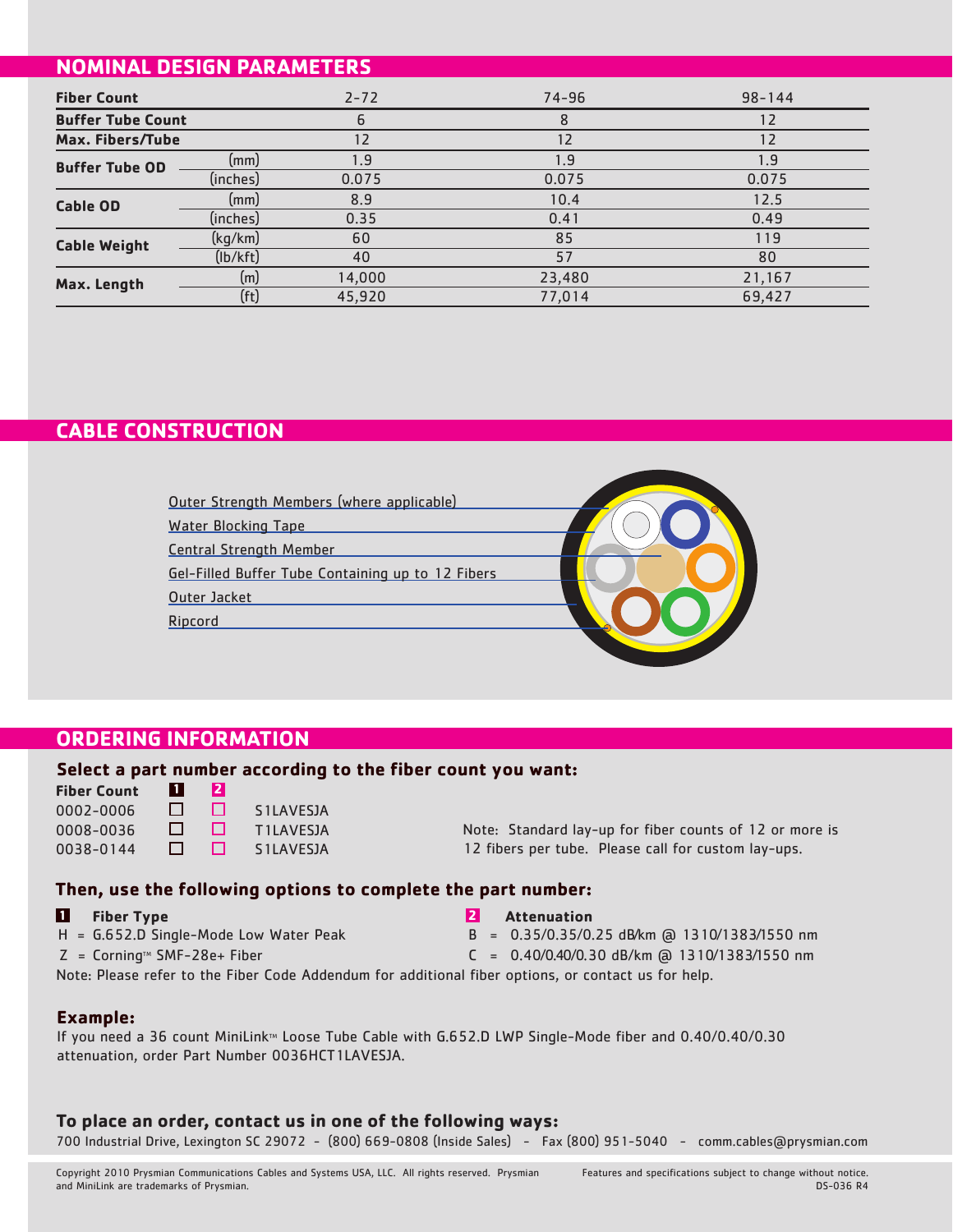## NOMINAL DESIGN PARAMETERS

| Fiber Count | | 2-72 | 74-96 | 98-144 |
|---|---|---|---|---|
| Buffer Tube Count | | 6 | 8 | 12 |
| Max. Fibers/Tube | | 12 | 12 | 12 |
| Buffer Tube OD | (mm) | 1.9 | 1.9 | 1.9 |
| | (inches) | 0.075 | 0.075 | 0.075 |
| Cable OD | (mm) | 8.9 | 10.4 | 12.5 |
| | (inches) | 0.35 | 0.41 | 0.49 |
| Cable Weight | (kg/km) | 60 | 85 | 119 |
| | (lb/kft) | 40 | 57 | 80 |
| Max. Length | (m) | 14,000 | 23,480 | 21,167 |
| | (ft) | 45,920 | 77,014 | 69,427 |

## CABLE CONSTRUCTION

Outer Strength Members (where applicable)

Water Blocking Tape

Central Strength Member

Gel-Filled Buffer Tube Containing up to 12 Fibers

Outer Jacket

Ripcord

## ORDERING INFORMATION

### Select a part number according to the fiber count you want:

| Fiber Count | 1 | 2 | |
|---|---|---|---|
| 0002-0006 | ☐ | ☐ | S1LAVESJA |
| 0008-0036 | ☐ | ☐ | T1LAVESJA |
| 0038-0144 | ☐ | ☐ | S1LAVESJA |

Note: Standard lay-up for fiber counts of 12 or more is 12 fibers per tube. Please call for custom lay-ups.

### Then, use the following options to complete the part number:

**1 Fiber Type**

H = G.652.D Single-Mode Low Water Peak

Z = Corning™ SMF-28e+ Fiber

**2 Attenuation**

B = 0.35/0.35/0.25 dB/km @ 1310/1383/1550 nm

C = 0.40/0.40/0.30 dB/km @ 1310/1383/1550 nm

Note: Please refer to the Fiber Code Addendum for additional fiber options, or contact us for help.

### Example:

If you need a 36 count MiniLink™ Loose Tube Cable with G.652.D LWP Single-Mode fiber and 0.40/0.40/0.30 attenuation, order Part Number 0036HCT1LAVESJA.

### To place an order, contact us in one of the following ways:

700 Industrial Drive, Lexington SC 29072 - (800) 669-0808 (Inside Sales) - Fax (800) 951-5040 - comm.cables@prysmian.com

Copyright 2010 Prysmian Communications Cables and Systems USA, LLC. All rights reserved. Prysmian and MiniLink are trademarks of Prysmian.

Features and specifications subject to change without notice.
DS-036 R4